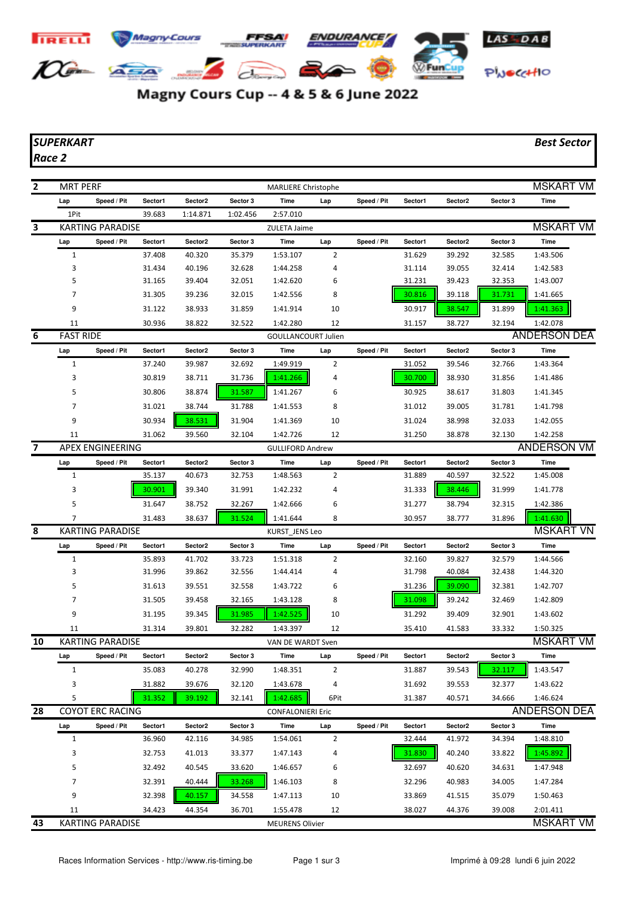# Magny Cours Cup -- 4 & 5 & 6 June 2022

**_SUPERKART_** **_Best Sector_**

**_Race 2_**

**2** MRT PERF — MARLIERE Christophe — MSKART VM

| Lap | Speed / Pit | Sector1 | Sector2 | Sector 3 | Time | Lap | Speed / Pit | Sector1 | Sector2 | Sector 3 | Time |
|---|---|---|---|---|---|---|---|---|---|---|---|
| 1Pit | | 39.683 | 1:14.871 | 1:02.456 | 2:57.010 | | | | | | |

**3** KARTING PARADISE — ZULETA Jaime — MSKART VM

| Lap | Speed / Pit | Sector1 | Sector2 | Sector 3 | Time | Lap | Speed / Pit | Sector1 | Sector2 | Sector 3 | Time |
|---|---|---|---|---|---|---|---|---|---|---|---|
| 1 | | 37.408 | 40.320 | 35.379 | 1:53.107 | 2 | | 31.629 | 39.292 | 32.585 | 1:43.506 |
| 3 | | 31.434 | 40.196 | 32.628 | 1:44.258 | 4 | | 31.114 | 39.055 | 32.414 | 1:42.583 |
| 5 | | 31.165 | 39.404 | 32.051 | 1:42.620 | 6 | | 31.231 | 39.423 | 32.353 | 1:43.007 |
| 7 | | 31.305 | 39.236 | 32.015 | 1:42.556 | 8 | | 30.816 | 39.118 | 31.731 | 1:41.665 |
| 9 | | 31.122 | 38.933 | 31.859 | 1:41.914 | 10 | | 30.917 | 38.547 | 31.899 | 1:41.363 |
| 11 | | 30.936 | 38.822 | 32.522 | 1:42.280 | 12 | | 31.157 | 38.727 | 32.194 | 1:42.078 |

**6** FAST RIDE — GOULLANCOURT Julien — ANDERSON DEA

| Lap | Speed / Pit | Sector1 | Sector2 | Sector 3 | Time | Lap | Speed / Pit | Sector1 | Sector2 | Sector 3 | Time |
|---|---|---|---|---|---|---|---|---|---|---|---|
| 1 | | 37.240 | 39.987 | 32.692 | 1:49.919 | 2 | | 31.052 | 39.546 | 32.766 | 1:43.364 |
| 3 | | 30.819 | 38.711 | 31.736 | 1:41.266 | 4 | | 30.700 | 38.930 | 31.856 | 1:41.486 |
| 5 | | 30.806 | 38.874 | 31.587 | 1:41.267 | 6 | | 30.925 | 38.617 | 31.803 | 1:41.345 |
| 7 | | 31.021 | 38.744 | 31.788 | 1:41.553 | 8 | | 31.012 | 39.005 | 31.781 | 1:41.798 |
| 9 | | 30.934 | 38.531 | 31.904 | 1:41.369 | 10 | | 31.024 | 38.998 | 32.033 | 1:42.055 |
| 11 | | 31.062 | 39.560 | 32.104 | 1:42.726 | 12 | | 31.250 | 38.878 | 32.130 | 1:42.258 |

**7** APEX ENGINEERING — GULLIFORD Andrew — ANDERSON VM

| Lap | Speed / Pit | Sector1 | Sector2 | Sector 3 | Time | Lap | Speed / Pit | Sector1 | Sector2 | Sector 3 | Time |
|---|---|---|---|---|---|---|---|---|---|---|---|
| 1 | | 35.137 | 40.673 | 32.753 | 1:48.563 | 2 | | 31.889 | 40.597 | 32.522 | 1:45.008 |
| 3 | | 30.901 | 39.340 | 31.991 | 1:42.232 | 4 | | 31.333 | 38.446 | 31.999 | 1:41.778 |
| 5 | | 31.647 | 38.752 | 32.267 | 1:42.666 | 6 | | 31.277 | 38.794 | 32.315 | 1:42.386 |
| 7 | | 31.483 | 38.637 | 31.524 | 1:41.644 | 8 | | 30.957 | 38.777 | 31.896 | 1:41.630 |

**8** KARTING PARADISE — KURST_JENS Leo — MSKART VN

| Lap | Speed / Pit | Sector1 | Sector2 | Sector 3 | Time | Lap | Speed / Pit | Sector1 | Sector2 | Sector 3 | Time |
|---|---|---|---|---|---|---|---|---|---|---|---|
| 1 | | 35.893 | 41.702 | 33.723 | 1:51.318 | 2 | | 32.160 | 39.827 | 32.579 | 1:44.566 |
| 3 | | 31.996 | 39.862 | 32.556 | 1:44.414 | 4 | | 31.798 | 40.084 | 32.438 | 1:44.320 |
| 5 | | 31.613 | 39.551 | 32.558 | 1:43.722 | 6 | | 31.236 | 39.090 | 32.381 | 1:42.707 |
| 7 | | 31.505 | 39.458 | 32.165 | 1:43.128 | 8 | | 31.098 | 39.242 | 32.469 | 1:42.809 |
| 9 | | 31.195 | 39.345 | 31.985 | 1:42.525 | 10 | | 31.292 | 39.409 | 32.901 | 1:43.602 |
| 11 | | 31.314 | 39.801 | 32.282 | 1:43.397 | 12 | | 35.410 | 41.583 | 33.332 | 1:50.325 |

**10** KARTING PARADISE — VAN DE WARDT Sven — MSKART VM

| Lap | Speed / Pit | Sector1 | Sector2 | Sector 3 | Time | Lap | Speed / Pit | Sector1 | Sector2 | Sector 3 | Time |
|---|---|---|---|---|---|---|---|---|---|---|---|
| 1 | | 35.083 | 40.278 | 32.990 | 1:48.351 | 2 | | 31.887 | 39.543 | 32.117 | 1:43.547 |
| 3 | | 31.882 | 39.676 | 32.120 | 1:43.678 | 4 | | 31.692 | 39.553 | 32.377 | 1:43.622 |
| 5 | | 31.352 | 39.192 | 32.141 | 1:42.685 | 6Pit | | 31.387 | 40.571 | 34.666 | 1:46.624 |

**28** COYOT ERC RACING — CONFALONIERI Eric — ANDERSON DEA

| Lap | Speed / Pit | Sector1 | Sector2 | Sector 3 | Time | Lap | Speed / Pit | Sector1 | Sector2 | Sector 3 | Time |
|---|---|---|---|---|---|---|---|---|---|---|---|
| 1 | | 36.960 | 42.116 | 34.985 | 1:54.061 | 2 | | 32.444 | 41.972 | 34.394 | 1:48.810 |
| 3 | | 32.753 | 41.013 | 33.377 | 1:47.143 | 4 | | 31.830 | 40.240 | 33.822 | 1:45.892 |
| 5 | | 32.492 | 40.545 | 33.620 | 1:46.657 | 6 | | 32.697 | 40.620 | 34.631 | 1:47.948 |
| 7 | | 32.391 | 40.444 | 33.268 | 1:46.103 | 8 | | 32.296 | 40.983 | 34.005 | 1:47.284 |
| 9 | | 32.398 | 40.157 | 34.558 | 1:47.113 | 10 | | 33.869 | 41.515 | 35.079 | 1:50.463 |
| 11 | | 34.423 | 44.354 | 36.701 | 1:55.478 | 12 | | 38.027 | 44.376 | 39.008 | 2:01.411 |

**43** KARTING PARADISE — MEURENS Olivier — MSKART VM

Races Information Services - http://www.ris-timing.be

Imprimé à 09:28 lundi 6 juin 2022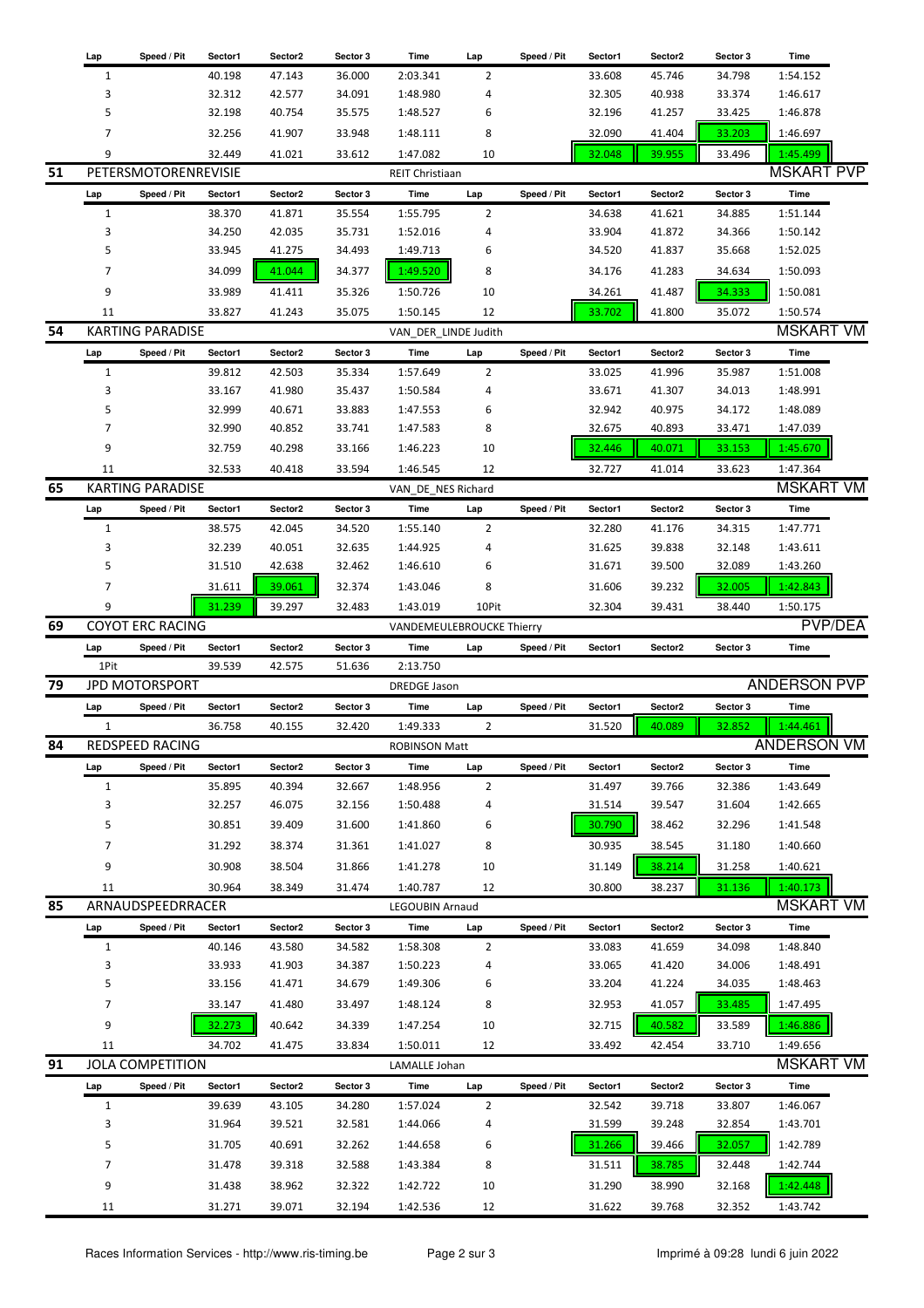| Lap | Speed / Pit | Sector1 | Sector2 | Sector 3 | Time | Lap | Speed / Pit | Sector1 | Sector2 | Sector 3 | Time |
|---|---|---|---|---|---|---|---|---|---|---|---|
| 1 | | 40.198 | 47.143 | 36.000 | 2:03.341 | 2 | | 33.608 | 45.746 | 34.798 | 1:54.152 |
| 3 | | 32.312 | 42.577 | 34.091 | 1:48.980 | 4 | | 32.305 | 40.938 | 33.374 | 1:46.617 |
| 5 | | 32.198 | 40.754 | 35.575 | 1:48.527 | 6 | | 32.196 | 41.257 | 33.425 | 1:46.878 |
| 7 | | 32.256 | 41.907 | 33.948 | 1:48.111 | 8 | | 32.090 | 41.404 | 33.203 | 1:46.697 |
| 9 | | 32.449 | 41.021 | 33.612 | 1:47.082 | 10 | | 32.048 | 39.955 | 33.496 | 1:45.499 |

## 51 PETERSMOTORENREVISIE — REIT Christiaan — MSKART PVP

| Lap | Speed / Pit | Sector1 | Sector2 | Sector 3 | Time | Lap | Speed / Pit | Sector1 | Sector2 | Sector 3 | Time |
|---|---|---|---|---|---|---|---|---|---|---|---|
| 1 | | 38.370 | 41.871 | 35.554 | 1:55.795 | 2 | | 34.638 | 41.621 | 34.885 | 1:51.144 |
| 3 | | 34.250 | 42.035 | 35.731 | 1:52.016 | 4 | | 33.904 | 41.872 | 34.366 | 1:50.142 |
| 5 | | 33.945 | 41.275 | 34.493 | 1:49.713 | 6 | | 34.520 | 41.837 | 35.668 | 1:52.025 |
| 7 | | 34.099 | 41.044 | 34.377 | 1:49.520 | 8 | | 34.176 | 41.283 | 34.634 | 1:50.093 |
| 9 | | 33.989 | 41.411 | 35.326 | 1:50.726 | 10 | | 34.261 | 41.487 | 34.333 | 1:50.081 |
| 11 | | 33.827 | 41.243 | 35.075 | 1:50.145 | 12 | | 33.702 | 41.800 | 35.072 | 1:50.574 |

## 54 KARTING PARADISE — VAN_DER_LINDE Judith — MSKART VM

| Lap | Speed / Pit | Sector1 | Sector2 | Sector 3 | Time | Lap | Speed / Pit | Sector1 | Sector2 | Sector 3 | Time |
|---|---|---|---|---|---|---|---|---|---|---|---|
| 1 | | 39.812 | 42.503 | 35.334 | 1:57.649 | 2 | | 33.025 | 41.996 | 35.987 | 1:51.008 |
| 3 | | 33.167 | 41.980 | 35.437 | 1:50.584 | 4 | | 33.671 | 41.307 | 34.013 | 1:48.991 |
| 5 | | 32.999 | 40.671 | 33.883 | 1:47.553 | 6 | | 32.942 | 40.975 | 34.172 | 1:48.089 |
| 7 | | 32.990 | 40.852 | 33.741 | 1:47.583 | 8 | | 32.675 | 40.893 | 33.471 | 1:47.039 |
| 9 | | 32.759 | 40.298 | 33.166 | 1:46.223 | 10 | | 32.446 | 40.071 | 33.153 | 1:45.670 |
| 11 | | 32.533 | 40.418 | 33.594 | 1:46.545 | 12 | | 32.727 | 41.014 | 33.623 | 1:47.364 |

## 65 KARTING PARADISE — VAN_DE_NES Richard — MSKART VM

| Lap | Speed / Pit | Sector1 | Sector2 | Sector 3 | Time | Lap | Speed / Pit | Sector1 | Sector2 | Sector 3 | Time |
|---|---|---|---|---|---|---|---|---|---|---|---|
| 1 | | 38.575 | 42.045 | 34.520 | 1:55.140 | 2 | | 32.280 | 41.176 | 34.315 | 1:47.771 |
| 3 | | 32.239 | 40.051 | 32.635 | 1:44.925 | 4 | | 31.625 | 39.838 | 32.148 | 1:43.611 |
| 5 | | 31.510 | 42.638 | 32.462 | 1:46.610 | 6 | | 31.671 | 39.500 | 32.089 | 1:43.260 |
| 7 | | 31.611 | 39.061 | 32.374 | 1:43.046 | 8 | | 31.606 | 39.232 | 32.005 | 1:42.843 |
| 9 | | 31.239 | 39.297 | 32.483 | 1:43.019 | 10Pit | | 32.304 | 39.431 | 38.440 | 1:50.175 |

## 69 COYOT ERC RACING — VANDEMEULEBROUCKE Thierry — PVP/DEA

| Lap | Speed / Pit | Sector1 | Sector2 | Sector 3 | Time | Lap | Speed / Pit | Sector1 | Sector2 | Sector 3 | Time |
|---|---|---|---|---|---|---|---|---|---|---|---|
| 1Pit | | 39.539 | 42.575 | 51.636 | 2:13.750 | | | | | | |

## 79 JPD MOTORSPORT — DREDGE Jason — ANDERSON PVP

| Lap | Speed / Pit | Sector1 | Sector2 | Sector 3 | Time | Lap | Speed / Pit | Sector1 | Sector2 | Sector 3 | Time |
|---|---|---|---|---|---|---|---|---|---|---|---|
| 1 | | 36.758 | 40.155 | 32.420 | 1:49.333 | 2 | | 31.520 | 40.089 | 32.852 | 1:44.461 |

## 84 REDSPEED RACING — ROBINSON Matt — ANDERSON VM

| Lap | Speed / Pit | Sector1 | Sector2 | Sector 3 | Time | Lap | Speed / Pit | Sector1 | Sector2 | Sector 3 | Time |
|---|---|---|---|---|---|---|---|---|---|---|---|
| 1 | | 35.895 | 40.394 | 32.667 | 1:48.956 | 2 | | 31.497 | 39.766 | 32.386 | 1:43.649 |
| 3 | | 32.257 | 46.075 | 32.156 | 1:50.488 | 4 | | 31.514 | 39.547 | 31.604 | 1:42.665 |
| 5 | | 30.851 | 39.409 | 31.600 | 1:41.860 | 6 | | 30.790 | 38.462 | 32.296 | 1:41.548 |
| 7 | | 31.292 | 38.374 | 31.361 | 1:41.027 | 8 | | 30.935 | 38.545 | 31.180 | 1:40.660 |
| 9 | | 30.908 | 38.504 | 31.866 | 1:41.278 | 10 | | 31.149 | 38.214 | 31.258 | 1:40.621 |
| 11 | | 30.964 | 38.349 | 31.474 | 1:40.787 | 12 | | 30.800 | 38.237 | 31.136 | 1:40.173 |

## 85 ARNAUDSPEEDRRACER — LEGOUBIN Arnaud — MSKART VM

| Lap | Speed / Pit | Sector1 | Sector2 | Sector 3 | Time | Lap | Speed / Pit | Sector1 | Sector2 | Sector 3 | Time |
|---|---|---|---|---|---|---|---|---|---|---|---|
| 1 | | 40.146 | 43.580 | 34.582 | 1:58.308 | 2 | | 33.083 | 41.659 | 34.098 | 1:48.840 |
| 3 | | 33.933 | 41.903 | 34.387 | 1:50.223 | 4 | | 33.065 | 41.420 | 34.006 | 1:48.491 |
| 5 | | 33.156 | 41.471 | 34.679 | 1:49.306 | 6 | | 33.204 | 41.224 | 34.035 | 1:48.463 |
| 7 | | 33.147 | 41.480 | 33.497 | 1:48.124 | 8 | | 32.953 | 41.057 | 33.485 | 1:47.495 |
| 9 | | 32.273 | 40.642 | 34.339 | 1:47.254 | 10 | | 32.715 | 40.582 | 33.589 | 1:46.886 |
| 11 | | 34.702 | 41.475 | 33.834 | 1:50.011 | 12 | | 33.492 | 42.454 | 33.710 | 1:49.656 |

## 91 JOLA COMPETITION — LAMALLE Johan — MSKART VM

| Lap | Speed / Pit | Sector1 | Sector2 | Sector 3 | Time | Lap | Speed / Pit | Sector1 | Sector2 | Sector 3 | Time |
|---|---|---|---|---|---|---|---|---|---|---|---|
| 1 | | 39.639 | 43.105 | 34.280 | 1:57.024 | 2 | | 32.542 | 39.718 | 33.807 | 1:46.067 |
| 3 | | 31.964 | 39.521 | 32.581 | 1:44.066 | 4 | | 31.599 | 39.248 | 32.854 | 1:43.701 |
| 5 | | 31.705 | 40.691 | 32.262 | 1:44.658 | 6 | | 31.266 | 39.466 | 32.057 | 1:42.789 |
| 7 | | 31.478 | 39.318 | 32.588 | 1:43.384 | 8 | | 31.511 | 38.785 | 32.448 | 1:42.744 |
| 9 | | 31.438 | 38.962 | 32.322 | 1:42.722 | 10 | | 31.290 | 38.990 | 32.168 | 1:42.448 |
| 11 | | 31.271 | 39.071 | 32.194 | 1:42.536 | 12 | | 31.622 | 39.768 | 32.352 | 1:43.742 |

Races Information Services - http://www.ris-timing.be — Imprimé à 09:28 lundi 6 juin 2022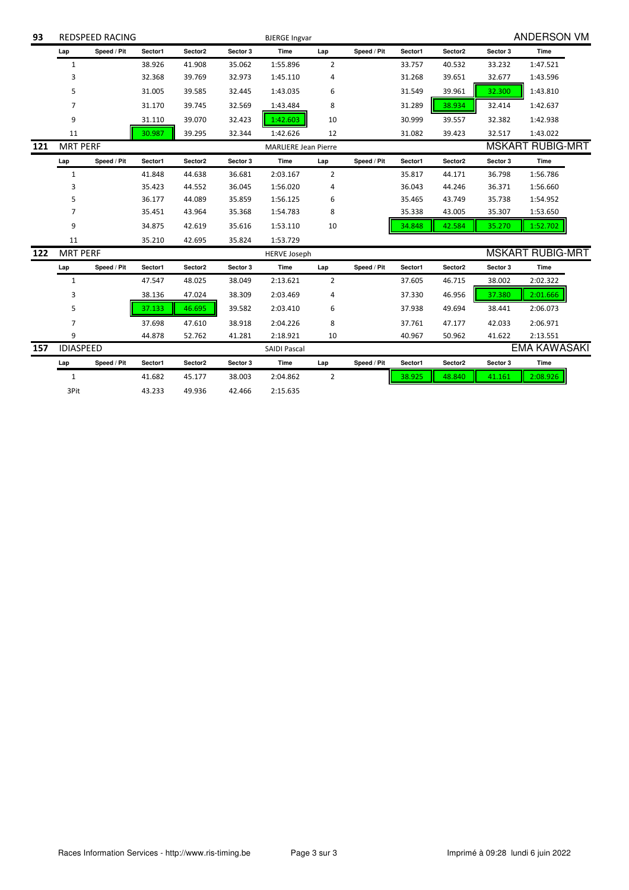## 93 REDSPEED RACING — BJERGE Ingvar — ANDERSON VM

| Lap | Speed / Pit | Sector1 | Sector2 | Sector 3 | Time | Lap | Speed / Pit | Sector1 | Sector2 | Sector 3 | Time |
|---|---|---|---|---|---|---|---|---|---|---|---|
| 1 | | 38.926 | 41.908 | 35.062 | 1:55.896 | 2 | | 33.757 | 40.532 | 33.232 | 1:47.521 |
| 3 | | 32.368 | 39.769 | 32.973 | 1:45.110 | 4 | | 31.268 | 39.651 | 32.677 | 1:43.596 |
| 5 | | 31.005 | 39.585 | 32.445 | 1:43.035 | 6 | | 31.549 | 39.961 | 32.300 | 1:43.810 |
| 7 | | 31.170 | 39.745 | 32.569 | 1:43.484 | 8 | | 31.289 | 38.934 | 32.414 | 1:42.637 |
| 9 | | 31.110 | 39.070 | 32.423 | 1:42.603 | 10 | | 30.999 | 39.557 | 32.382 | 1:42.938 |
| 11 | | 30.987 | 39.295 | 32.344 | 1:42.626 | 12 | | 31.082 | 39.423 | 32.517 | 1:43.022 |

## 121 MRT PERF — MARLIERE Jean Pierre — MSKART RUBIG-MRT

| Lap | Speed / Pit | Sector1 | Sector2 | Sector 3 | Time | Lap | Speed / Pit | Sector1 | Sector2 | Sector 3 | Time |
|---|---|---|---|---|---|---|---|---|---|---|---|
| 1 | | 41.848 | 44.638 | 36.681 | 2:03.167 | 2 | | 35.817 | 44.171 | 36.798 | 1:56.786 |
| 3 | | 35.423 | 44.552 | 36.045 | 1:56.020 | 4 | | 36.043 | 44.246 | 36.371 | 1:56.660 |
| 5 | | 36.177 | 44.089 | 35.859 | 1:56.125 | 6 | | 35.465 | 43.749 | 35.738 | 1:54.952 |
| 7 | | 35.451 | 43.964 | 35.368 | 1:54.783 | 8 | | 35.338 | 43.005 | 35.307 | 1:53.650 |
| 9 | | 34.875 | 42.619 | 35.616 | 1:53.110 | 10 | | 34.848 | 42.584 | 35.270 | 1:52.702 |
| 11 | | 35.210 | 42.695 | 35.824 | 1:53.729 | | | | | | |

## 122 MRT PERF — HERVE Joseph — MSKART RUBIG-MRT

| Lap | Speed / Pit | Sector1 | Sector2 | Sector 3 | Time | Lap | Speed / Pit | Sector1 | Sector2 | Sector 3 | Time |
|---|---|---|---|---|---|---|---|---|---|---|---|
| 1 | | 47.547 | 48.025 | 38.049 | 2:13.621 | 2 | | 37.605 | 46.715 | 38.002 | 2:02.322 |
| 3 | | 38.136 | 47.024 | 38.309 | 2:03.469 | 4 | | 37.330 | 46.956 | 37.380 | 2:01.666 |
| 5 | | 37.133 | 46.695 | 39.582 | 2:03.410 | 6 | | 37.938 | 49.694 | 38.441 | 2:06.073 |
| 7 | | 37.698 | 47.610 | 38.918 | 2:04.226 | 8 | | 37.761 | 47.177 | 42.033 | 2:06.971 |
| 9 | | 44.878 | 52.762 | 41.281 | 2:18.921 | 10 | | 40.967 | 50.962 | 41.622 | 2:13.551 |

## 157 IDIASPEED — SAIDI Pascal — EMA KAWASAKI

| Lap | Speed / Pit | Sector1 | Sector2 | Sector 3 | Time | Lap | Speed / Pit | Sector1 | Sector2 | Sector 3 | Time |
|---|---|---|---|---|---|---|---|---|---|---|---|
| 1 | | 41.682 | 45.177 | 38.003 | 2:04.862 | 2 | | 38.925 | 48.840 | 41.161 | 2:08.926 |
| 3Pit | | 43.233 | 49.936 | 42.466 | 2:15.635 | | | | | | |

Races Information Services - http://www.ris-timing.be

Imprimé à 09:28 lundi 6 juin 2022